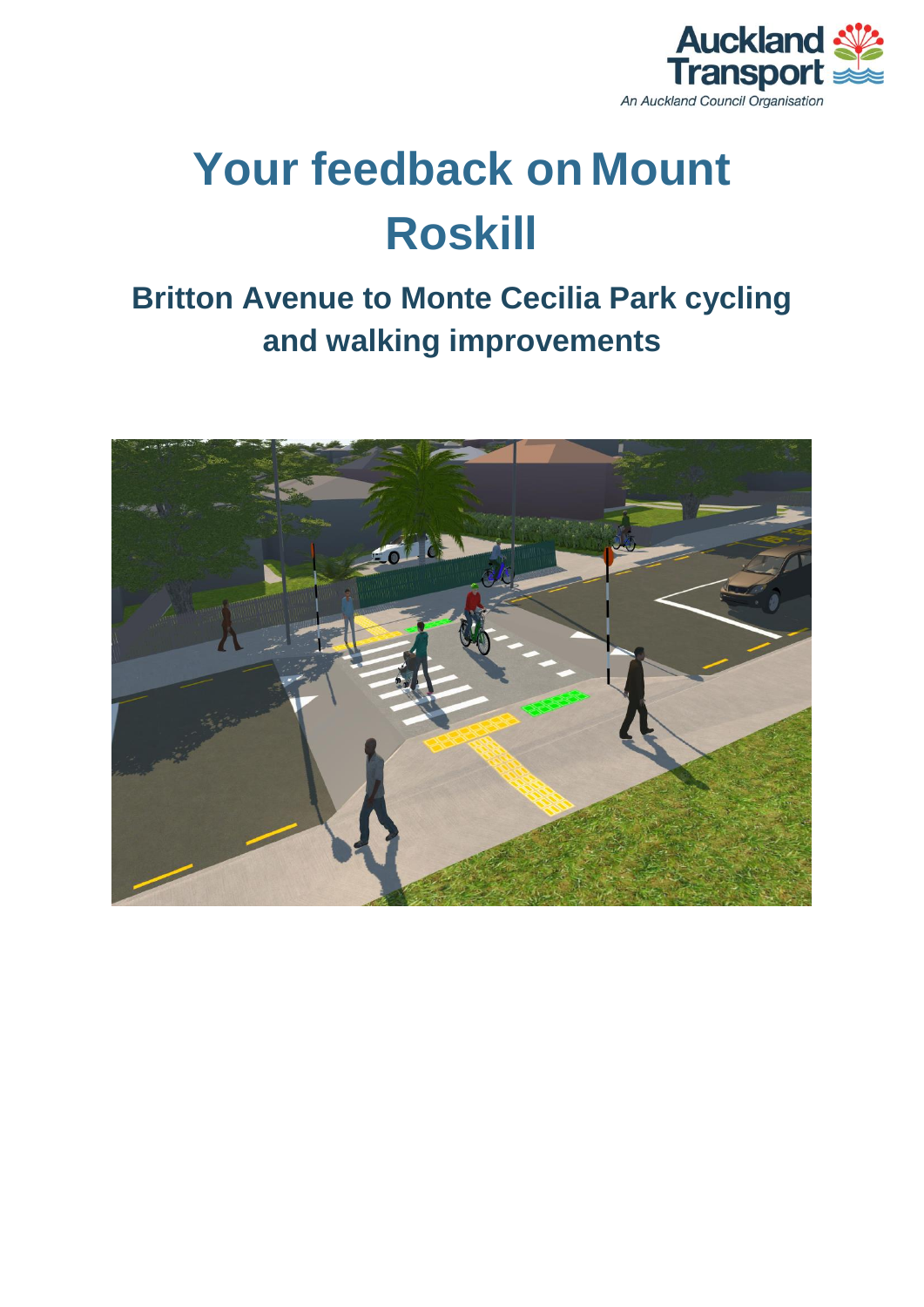Auckland Transport
An Auckland Council Organisation

# Your feedback on Mount Roskill

## Britton Avenue to Monte Cecilia Park cycling and walking improvements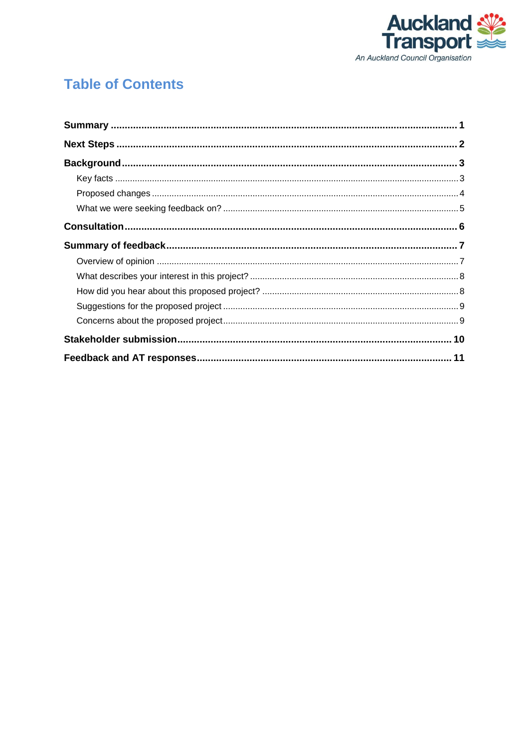# Table of Contents

**Summary** ........................................................................................................................ **1**

**Next Steps** ...................................................................................................................... **2**

**Background** ..................................................................................................................... **3**

- Key facts ........................................................................................................................ 3
- Proposed changes .......................................................................................................... 4
- What we were seeking feedback on? ............................................................................. 5

**Consultation** .................................................................................................................... **6**

**Summary of feedback** ..................................................................................................... **7**

- Overview of opinion ........................................................................................................ 7
- What describes your interest in this project? .................................................................. 8
- How did you hear about this proposed project? ............................................................. 8
- Suggestions for the proposed project ............................................................................. 9
- Concerns about the proposed project .............................................................................. 9

**Stakeholder submission** ................................................................................................ **10**

**Feedback and AT responses** ......................................................................................... **11**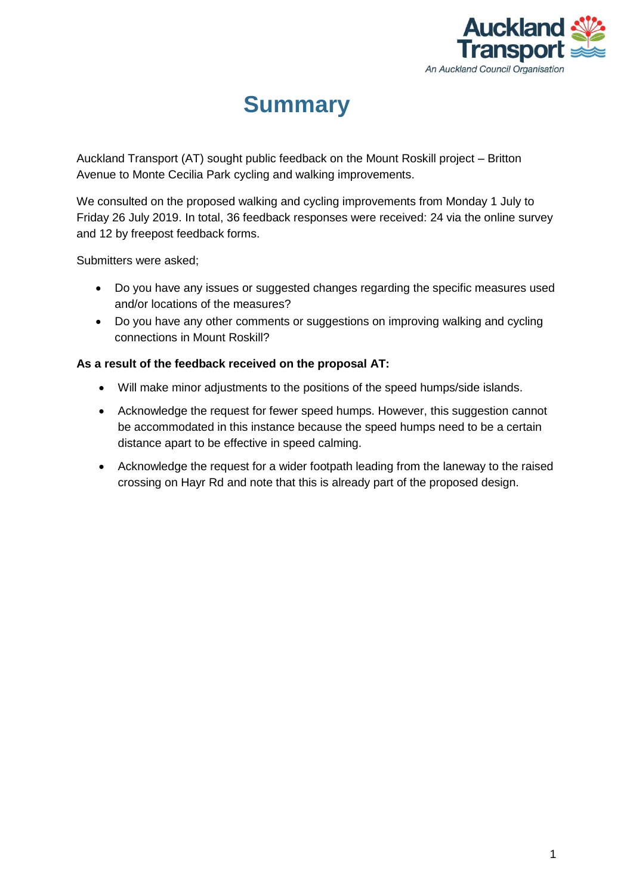# Summary

Auckland Transport (AT) sought public feedback on the Mount Roskill project – Britton Avenue to Monte Cecilia Park cycling and walking improvements.

We consulted on the proposed walking and cycling improvements from Monday 1 July to Friday 26 July 2019. In total, 36 feedback responses were received: 24 via the online survey and 12 by freepost feedback forms.

Submitters were asked;

- Do you have any issues or suggested changes regarding the specific measures used and/or locations of the measures?
- Do you have any other comments or suggestions on improving walking and cycling connections in Mount Roskill?

**As a result of the feedback received on the proposal AT:**

- Will make minor adjustments to the positions of the speed humps/side islands.
- Acknowledge the request for fewer speed humps. However, this suggestion cannot be accommodated in this instance because the speed humps need to be a certain distance apart to be effective in speed calming.
- Acknowledge the request for a wider footpath leading from the laneway to the raised crossing on Hayr Rd and note that this is already part of the proposed design.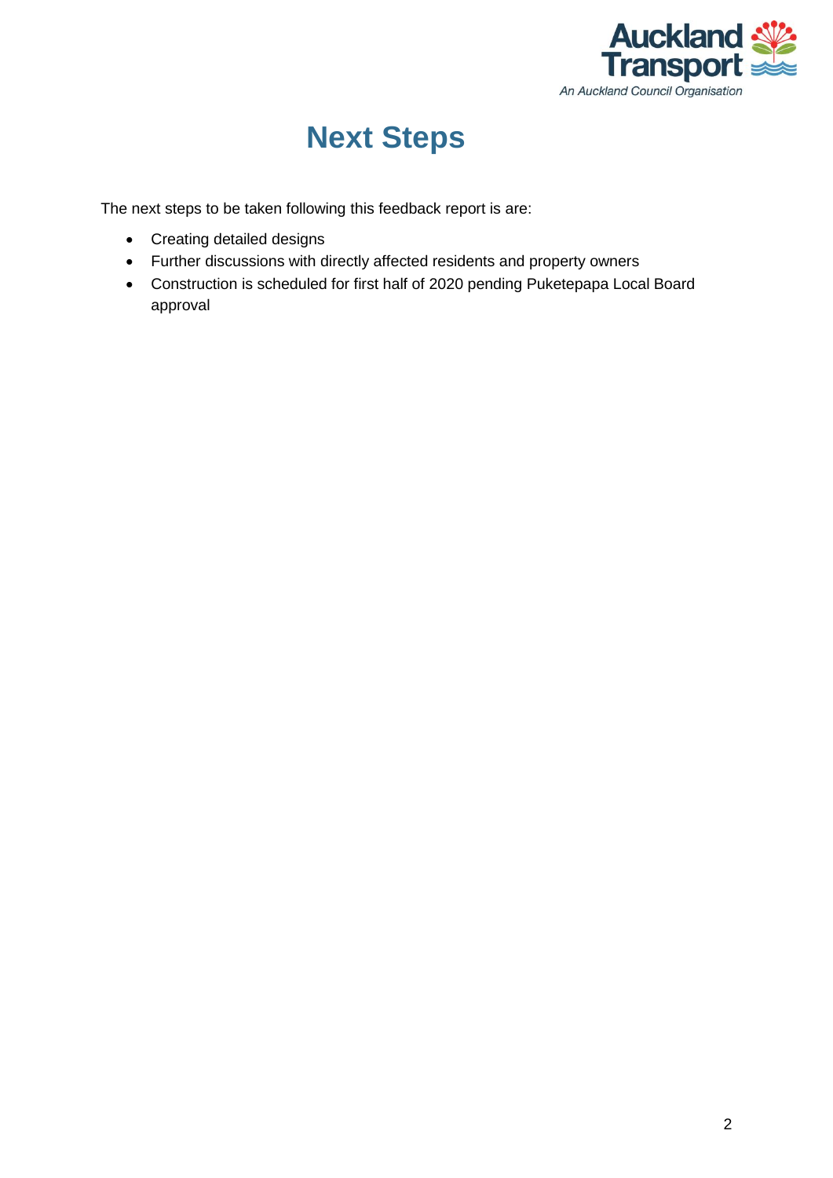# Next Steps

The next steps to be taken following this feedback report is are:

- Creating detailed designs
- Further discussions with directly affected residents and property owners
- Construction is scheduled for first half of 2020 pending Puketepapa Local Board approval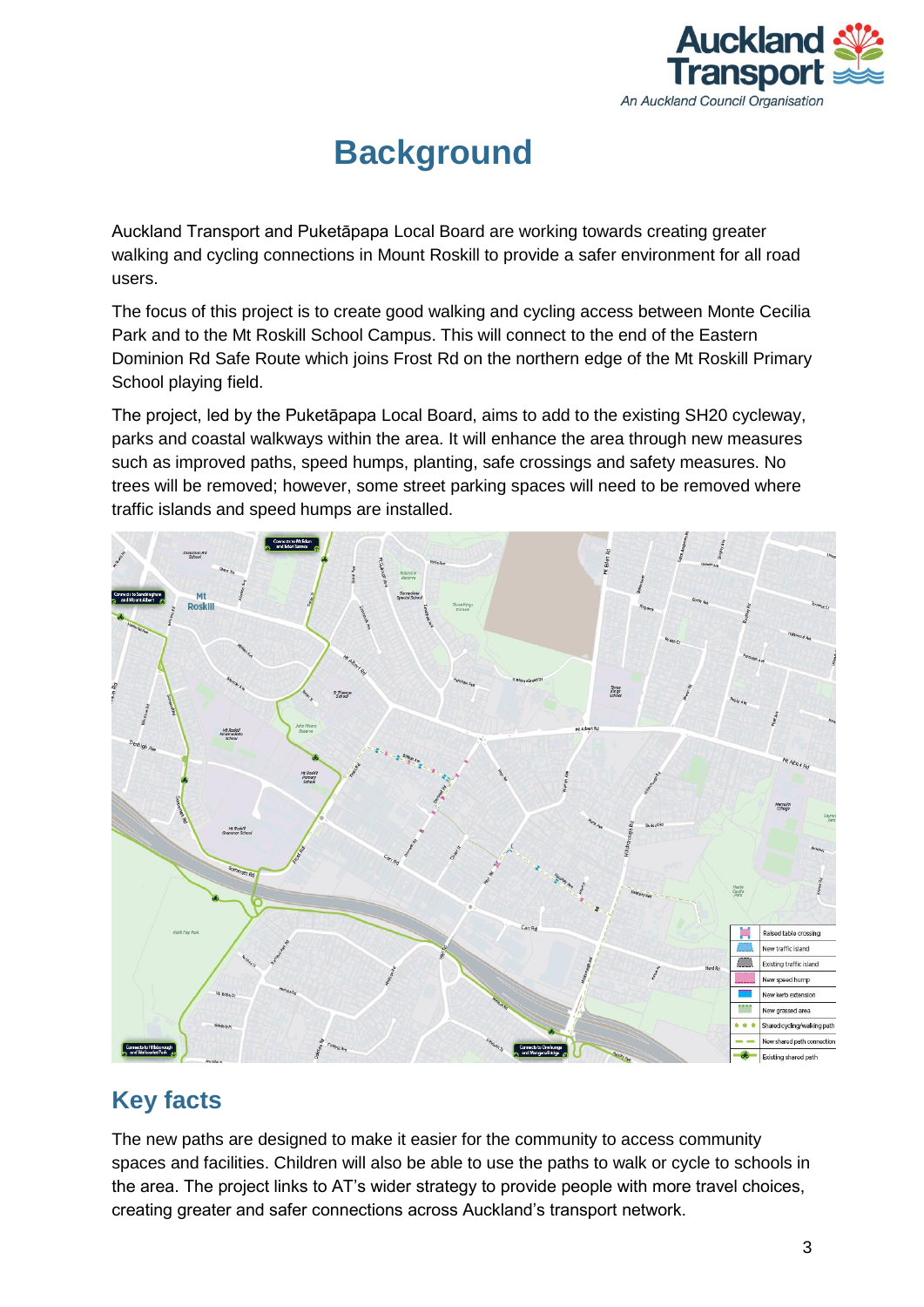# Background

Auckland Transport and Puketāpapa Local Board are working towards creating greater walking and cycling connections in Mount Roskill to provide a safer environment for all road users.

The focus of this project is to create good walking and cycling access between Monte Cecilia Park and to the Mt Roskill School Campus. This will connect to the end of the Eastern Dominion Rd Safe Route which joins Frost Rd on the northern edge of the Mt Roskill Primary School playing field.

The project, led by the Puketāpapa Local Board, aims to add to the existing SH20 cycleway, parks and coastal walkways within the area. It will enhance the area through new measures such as improved paths, speed humps, planting, safe crossings and safety measures. No trees will be removed; however, some street parking spaces will need to be removed where traffic islands and speed humps are installed.

## Key facts

The new paths are designed to make it easier for the community to access community spaces and facilities. Children will also be able to use the paths to walk or cycle to schools in the area. The project links to AT's wider strategy to provide people with more travel choices, creating greater and safer connections across Auckland's transport network.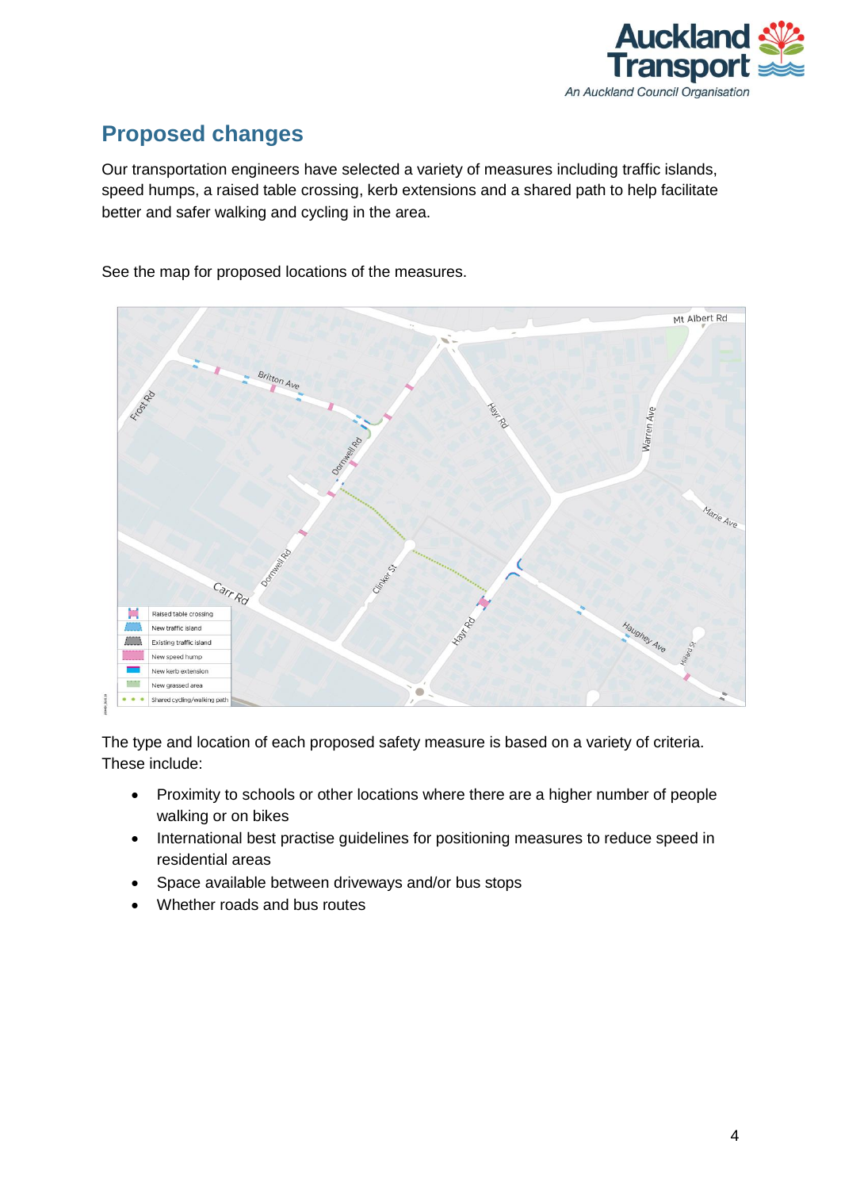## Proposed changes

Our transportation engineers have selected a variety of measures including traffic islands, speed humps, a raised table crossing, kerb extensions and a shared path to help facilitate better and safer walking and cycling in the area.

See the map for proposed locations of the measures.

The type and location of each proposed safety measure is based on a variety of criteria. These include:

- Proximity to schools or other locations where there are a higher number of people walking or on bikes
- International best practise guidelines for positioning measures to reduce speed in residential areas
- Space available between driveways and/or bus stops
- Whether roads and bus routes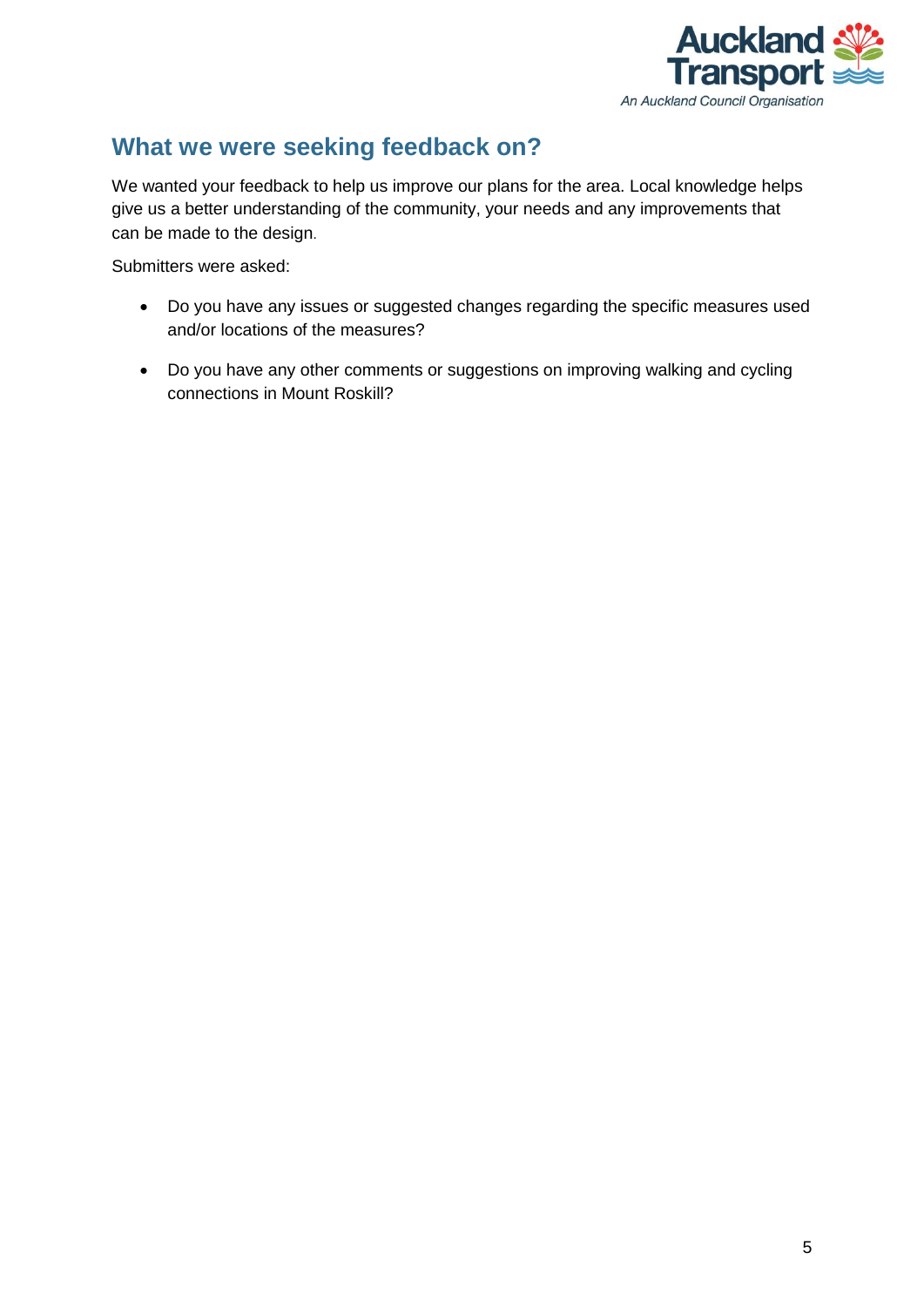## What we were seeking feedback on?

We wanted your feedback to help us improve our plans for the area. Local knowledge helps give us a better understanding of the community, your needs and any improvements that can be made to the design.

Submitters were asked:

- Do you have any issues or suggested changes regarding the specific measures used and/or locations of the measures?
- Do you have any other comments or suggestions on improving walking and cycling connections in Mount Roskill?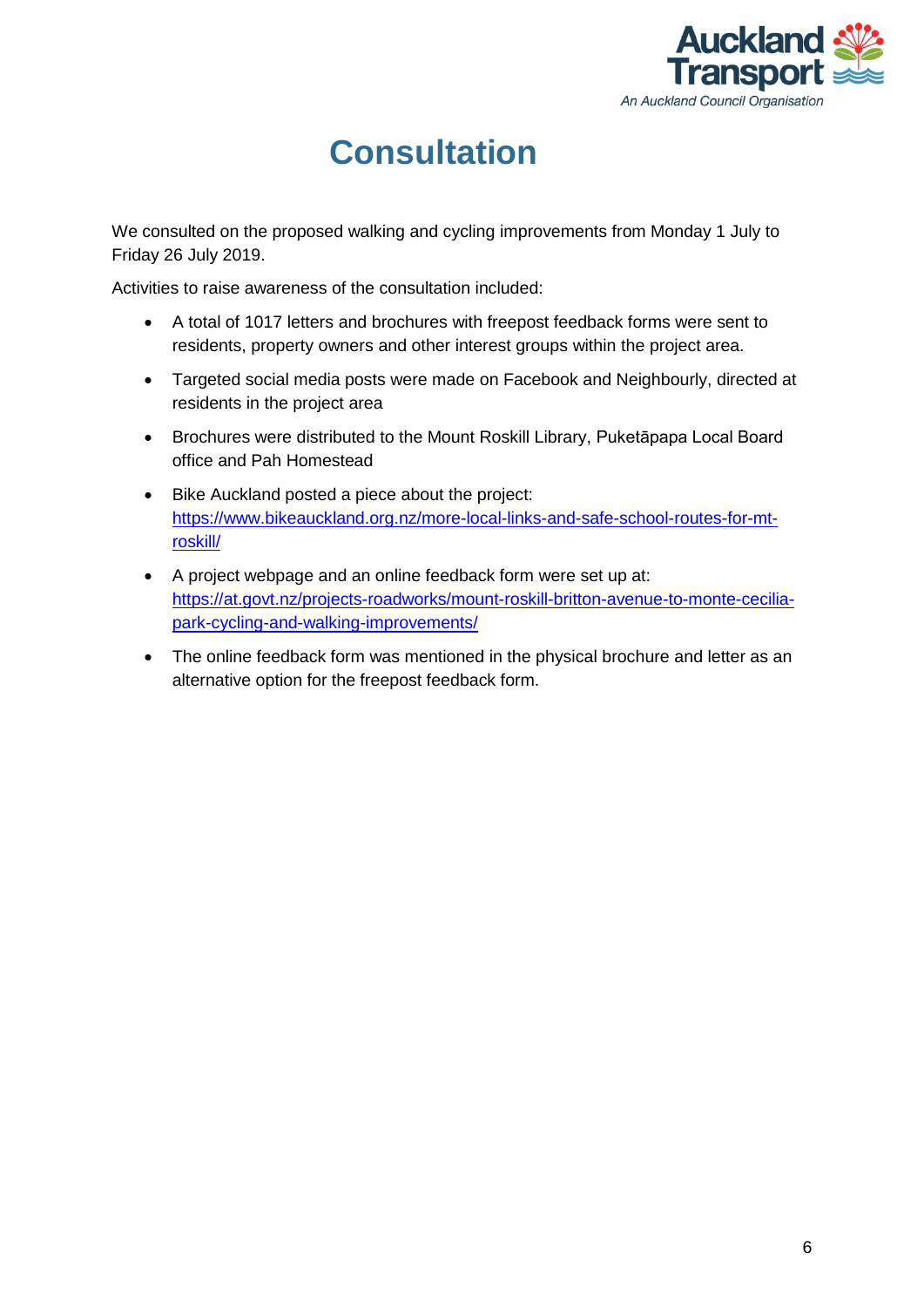# Consultation

We consulted on the proposed walking and cycling improvements from Monday 1 July to Friday 26 July 2019.

Activities to raise awareness of the consultation included:

- A total of 1017 letters and brochures with freepost feedback forms were sent to residents, property owners and other interest groups within the project area.
- Targeted social media posts were made on Facebook and Neighbourly, directed at residents in the project area
- Brochures were distributed to the Mount Roskill Library, Puketāpapa Local Board office and Pah Homestead
- Bike Auckland posted a piece about the project: [https://www.bikeauckland.org.nz/more-local-links-and-safe-school-routes-for-mt-roskill/](https://www.bikeauckland.org.nz/more-local-links-and-safe-school-routes-for-mt-roskill/)
- A project webpage and an online feedback form were set up at: [https://at.govt.nz/projects-roadworks/mount-roskill-britton-avenue-to-monte-cecilia-park-cycling-and-walking-improvements/](https://at.govt.nz/projects-roadworks/mount-roskill-britton-avenue-to-monte-cecilia-park-cycling-and-walking-improvements/)
- The online feedback form was mentioned in the physical brochure and letter as an alternative option for the freepost feedback form.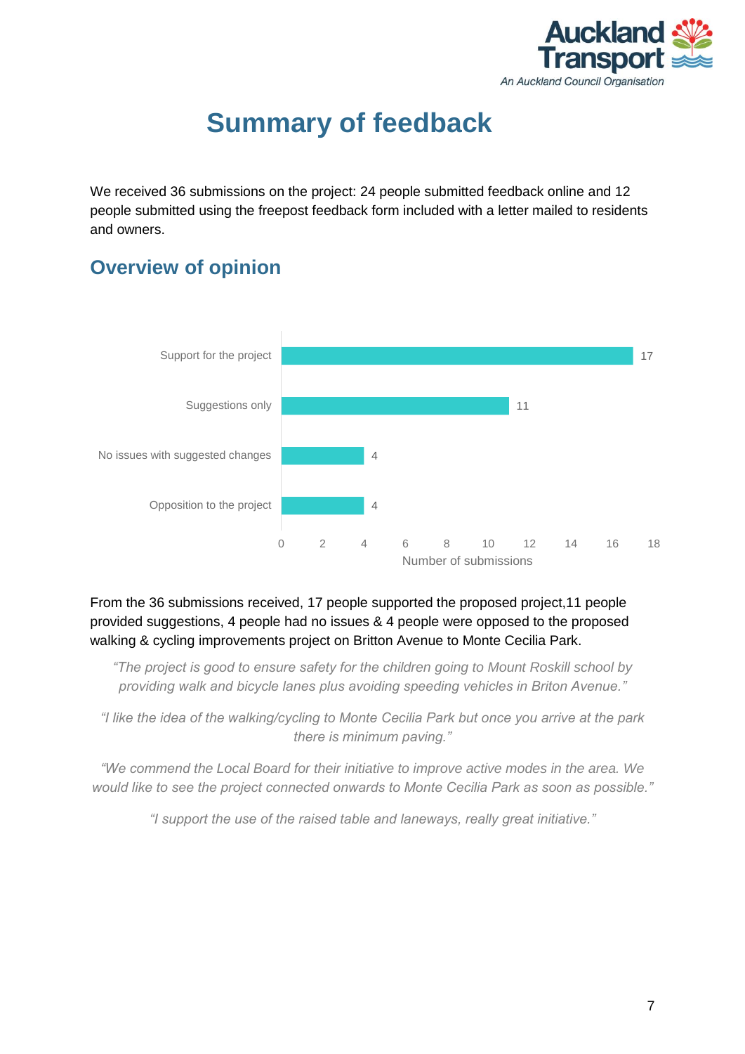# Summary of feedback

We received 36 submissions on the project: 24 people submitted feedback online and 12 people submitted using the freepost feedback form included with a letter mailed to residents and owners.

## Overview of opinion

| Opinion | Number of submissions |
| --- | --- |
| Support for the project | 17 |
| Suggestions only | 11 |
| No issues with suggested changes | 4 |
| Opposition to the project | 4 |

From the 36 submissions received, 17 people supported the proposed project,11 people provided suggestions, 4 people had no issues & 4 people were opposed to the proposed walking & cycling improvements project on Britton Avenue to Monte Cecilia Park.

*"The project is good to ensure safety for the children going to Mount Roskill school by providing walk and bicycle lanes plus avoiding speeding vehicles in Briton Avenue."*

*"I like the idea of the walking/cycling to Monte Cecilia Park but once you arrive at the park there is minimum paving."*

*"We commend the Local Board for their initiative to improve active modes in the area. We would like to see the project connected onwards to Monte Cecilia Park as soon as possible."*

*"I support the use of the raised table and laneways, really great initiative."*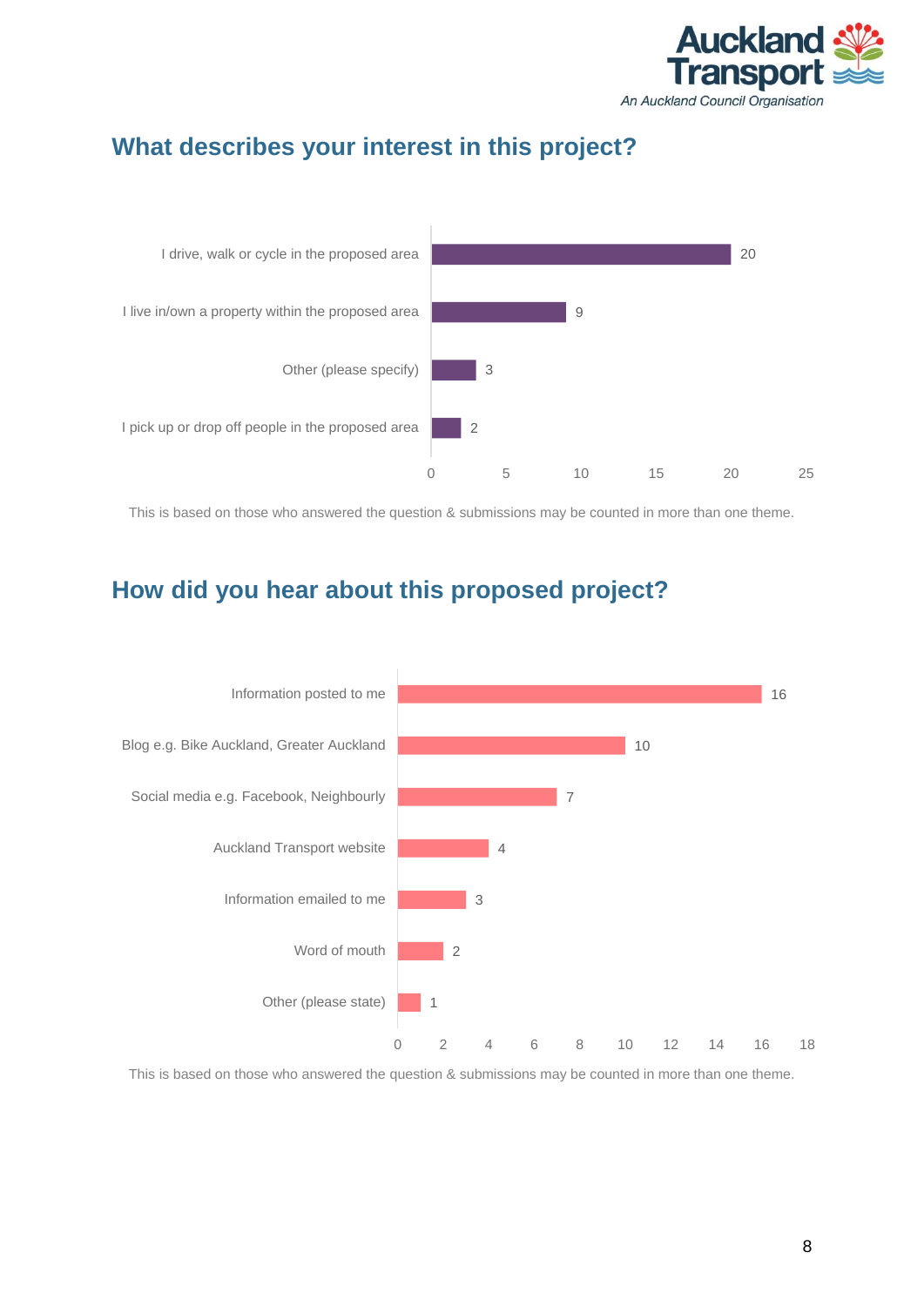## What describes your interest in this project?

| Interest | Count |
|---|---|
| I drive, walk or cycle in the proposed area | 20 |
| I live in/own a property within the proposed area | 9 |
| Other (please specify) | 3 |
| I pick up or drop off people in the proposed area | 2 |

This is based on those who answered the question & submissions may be counted in more than one theme.

## How did you hear about this proposed project?

| Source | Count |
|---|---|
| Information posted to me | 16 |
| Blog e.g. Bike Auckland, Greater Auckland | 10 |
| Social media e.g. Facebook, Neighbourly | 7 |
| Auckland Transport website | 4 |
| Information emailed to me | 3 |
| Word of mouth | 2 |
| Other (please state) | 1 |

This is based on those who answered the question & submissions may be counted in more than one theme.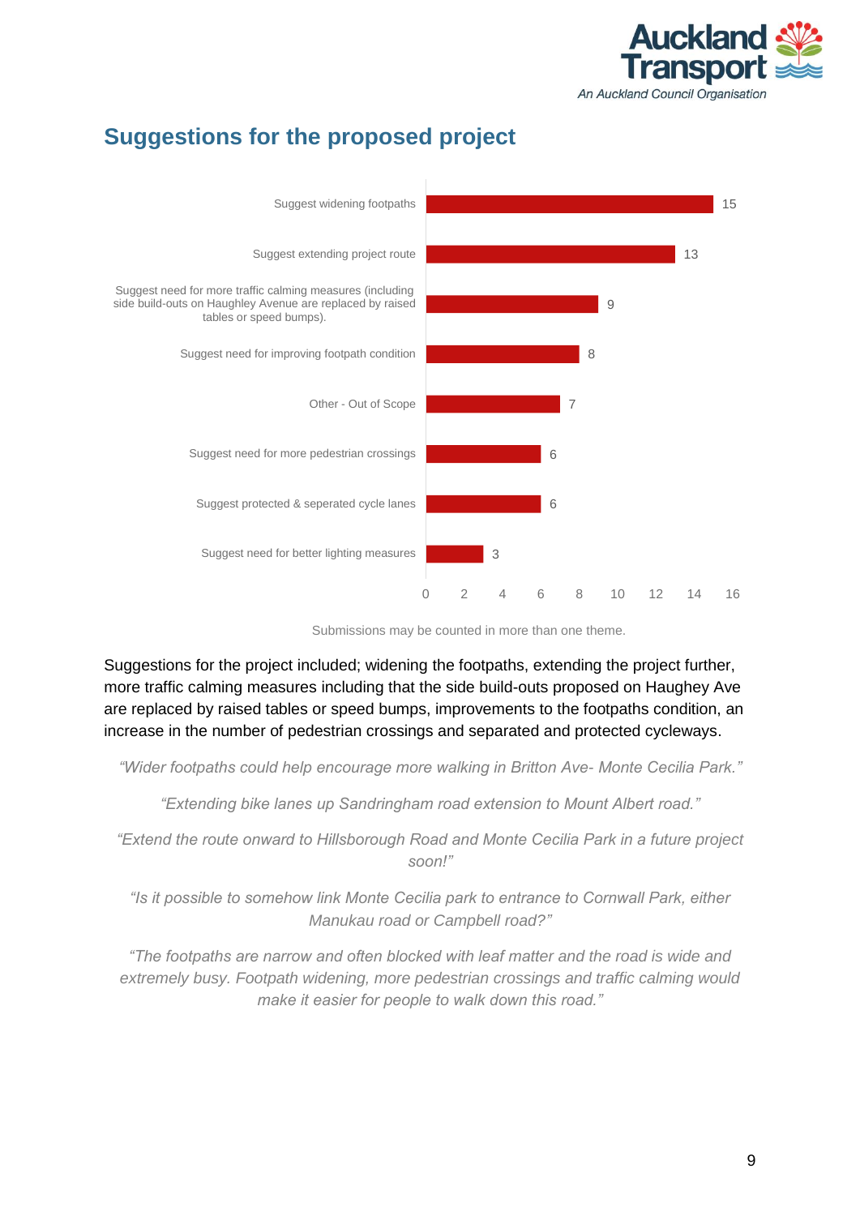## Suggestions for the proposed project

| Suggestion | Count |
|---|---|
| Suggest widening footpaths | 15 |
| Suggest extending project route | 13 |
| Suggest need for more traffic calming measures (including side build-outs on Haughley Avenue are replaced by raised tables or speed bumps). | 9 |
| Suggest need for improving footpath condition | 8 |
| Other - Out of Scope | 7 |
| Suggest need for more pedestrian crossings | 6 |
| Suggest protected & seperated cycle lanes | 6 |
| Suggest need for better lighting measures | 3 |

Submissions may be counted in more than one theme.

Suggestions for the project included; widening the footpaths, extending the project further, more traffic calming measures including that the side build-outs proposed on Haughey Ave are replaced by raised tables or speed bumps, improvements to the footpaths condition, an increase in the number of pedestrian crossings and separated and protected cycleways.

*"Wider footpaths could help encourage more walking in Britton Ave- Monte Cecilia Park."*

*"Extending bike lanes up Sandringham road extension to Mount Albert road."*

*"Extend the route onward to Hillsborough Road and Monte Cecilia Park in a future project soon!"*

*"Is it possible to somehow link Monte Cecilia park to entrance to Cornwall Park, either Manukau road or Campbell road?"*

*"The footpaths are narrow and often blocked with leaf matter and the road is wide and extremely busy. Footpath widening, more pedestrian crossings and traffic calming would make it easier for people to walk down this road."*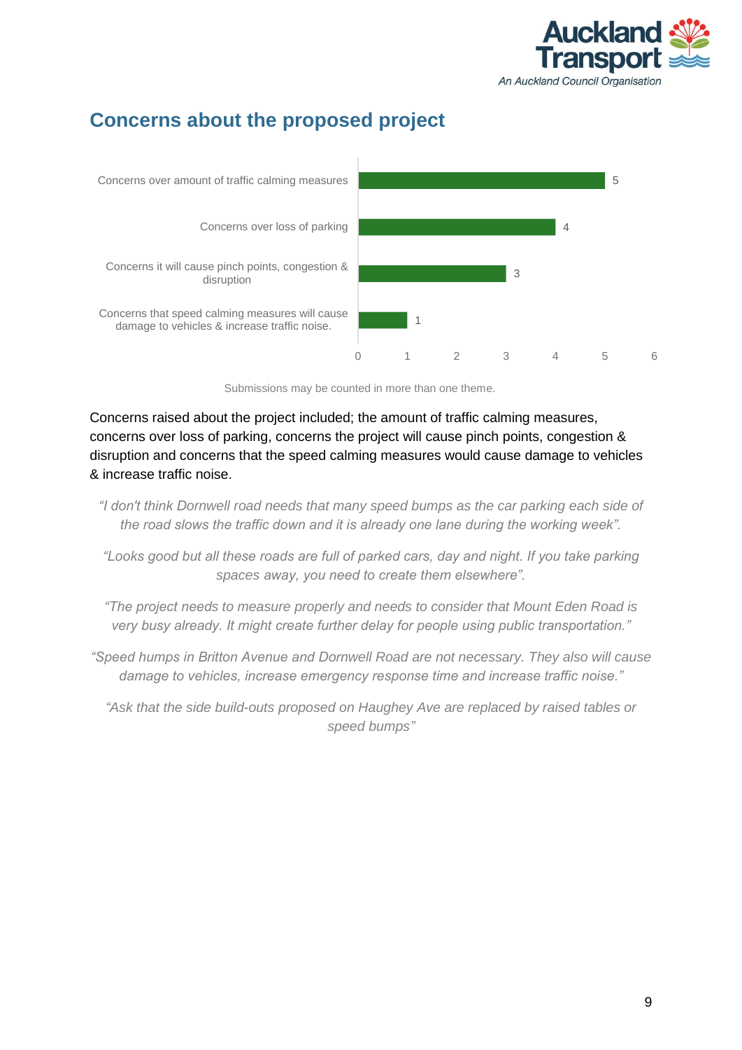## Concerns about the proposed project

| Concern | Submissions |
| --- | --- |
| Concerns over amount of traffic calming measures | 5 |
| Concerns over loss of parking | 4 |
| Concerns it will cause pinch points, congestion & disruption | 3 |
| Concerns that speed calming measures will cause damage to vehicles & increase traffic noise. | 1 |

Submissions may be counted in more than one theme.

Concerns raised about the project included; the amount of traffic calming measures, concerns over loss of parking, concerns the project will cause pinch points, congestion & disruption and concerns that the speed calming measures would cause damage to vehicles & increase traffic noise.

*"I don't think Dornwell road needs that many speed bumps as the car parking each side of the road slows the traffic down and it is already one lane during the working week".*

*"Looks good but all these roads are full of parked cars, day and night. If you take parking spaces away, you need to create them elsewhere".*

*"The project needs to measure properly and needs to consider that Mount Eden Road is very busy already. It might create further delay for people using public transportation."*

*"Speed humps in Britton Avenue and Dornwell Road are not necessary. They also will cause damage to vehicles, increase emergency response time and increase traffic noise."*

*"Ask that the side build-outs proposed on Haughey Ave are replaced by raised tables or speed bumps"*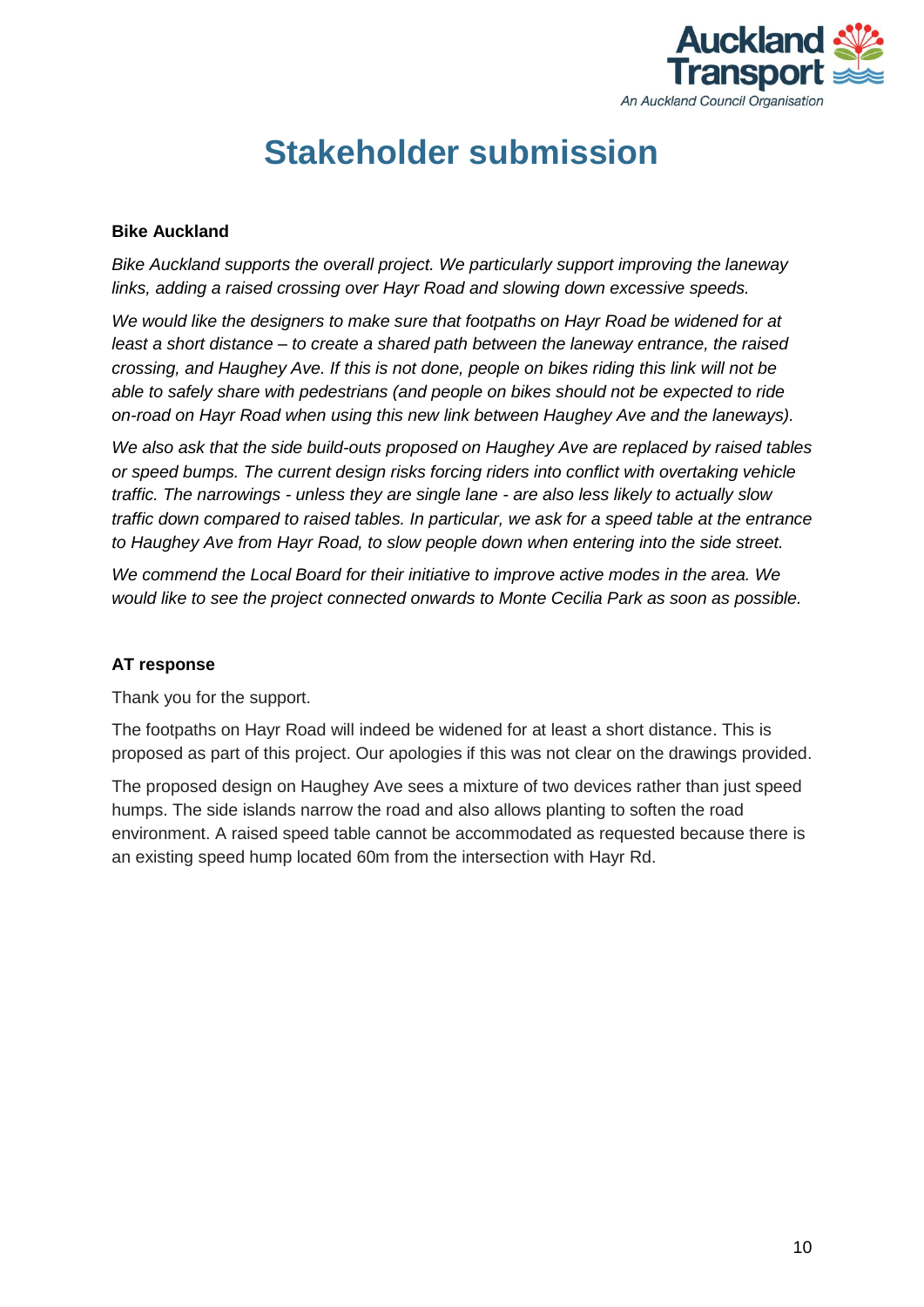# Stakeholder submission

**Bike Auckland**

*Bike Auckland supports the overall project. We particularly support improving the laneway links, adding a raised crossing over Hayr Road and slowing down excessive speeds.*

*We would like the designers to make sure that footpaths on Hayr Road be widened for at least a short distance – to create a shared path between the laneway entrance, the raised crossing, and Haughey Ave. If this is not done, people on bikes riding this link will not be able to safely share with pedestrians (and people on bikes should not be expected to ride on-road on Hayr Road when using this new link between Haughey Ave and the laneways).*

*We also ask that the side build-outs proposed on Haughey Ave are replaced by raised tables or speed bumps. The current design risks forcing riders into conflict with overtaking vehicle traffic. The narrowings - unless they are single lane - are also less likely to actually slow traffic down compared to raised tables. In particular, we ask for a speed table at the entrance to Haughey Ave from Hayr Road, to slow people down when entering into the side street.*

*We commend the Local Board for their initiative to improve active modes in the area. We would like to see the project connected onwards to Monte Cecilia Park as soon as possible.*

**AT response**

Thank you for the support.

The footpaths on Hayr Road will indeed be widened for at least a short distance. This is proposed as part of this project. Our apologies if this was not clear on the drawings provided.

The proposed design on Haughey Ave sees a mixture of two devices rather than just speed humps. The side islands narrow the road and also allows planting to soften the road environment. A raised speed table cannot be accommodated as requested because there is an existing speed hump located 60m from the intersection with Hayr Rd.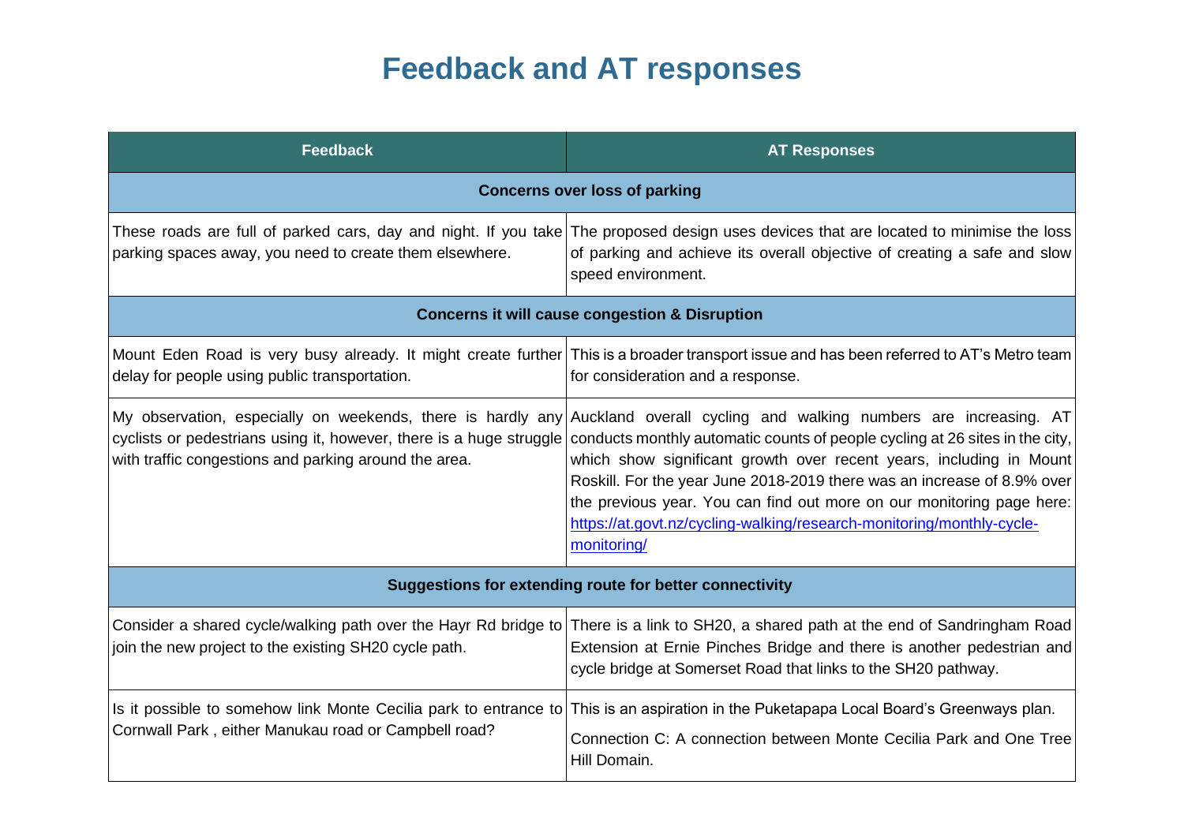# Feedback and AT responses

| Feedback | AT Responses |
| --- | --- |
| **Concerns over loss of parking** | |
| These roads are full of parked cars, day and night. If you take parking spaces away, you need to create them elsewhere. | The proposed design uses devices that are located to minimise the loss of parking and achieve its overall objective of creating a safe and slow speed environment. |
| **Concerns it will cause congestion & Disruption** | |
| Mount Eden Road is very busy already. It might create further delay for people using public transportation. | This is a broader transport issue and has been referred to AT's Metro team for consideration and a response. |
| My observation, especially on weekends, there is hardly any cyclists or pedestrians using it, however, there is a huge struggle with traffic congestions and parking around the area. | Auckland overall cycling and walking numbers are increasing. AT conducts monthly automatic counts of people cycling at 26 sites in the city, which show significant growth over recent years, including in Mount Roskill. For the year June 2018-2019 there was an increase of 8.9% over the previous year. You can find out more on our monitoring page here: [https://at.govt.nz/cycling-walking/research-monitoring/monthly-cycle-monitoring/](https://at.govt.nz/cycling-walking/research-monitoring/monthly-cycle-monitoring/) |
| **Suggestions for extending route for better connectivity** | |
| Consider a shared cycle/walking path over the Hayr Rd bridge to join the new project to the existing SH20 cycle path. | There is a link to SH20, a shared path at the end of Sandringham Road Extension at Ernie Pinches Bridge and there is another pedestrian and cycle bridge at Somerset Road that links to the SH20 pathway. |
| Is it possible to somehow link Monte Cecilia park to entrance to Cornwall Park , either Manukau road or Campbell road? | This is an aspiration in the Puketapapa Local Board's Greenways plan. Connection C: A connection between Monte Cecilia Park and One Tree Hill Domain. |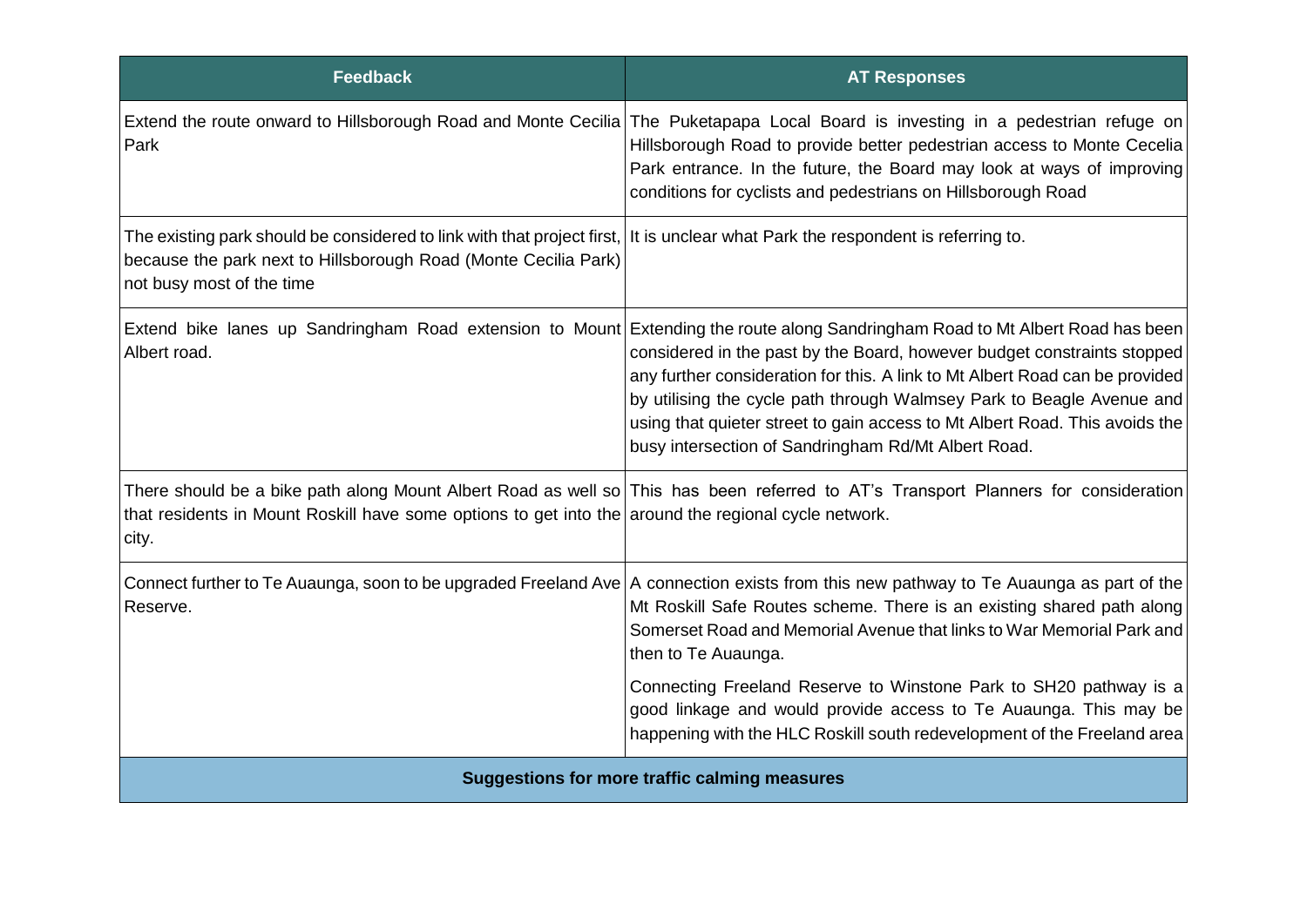| Feedback | AT Responses |
|---|---|
| Extend the route onward to Hillsborough Road and Monte Cecilia Park | The Puketapapa Local Board is investing in a pedestrian refuge on Hillsborough Road to provide better pedestrian access to Monte Cecelia Park entrance. In the future, the Board may look at ways of improving conditions for cyclists and pedestrians on Hillsborough Road |
| The existing park should be considered to link with that project first, because the park next to Hillsborough Road (Monte Cecilia Park) not busy most of the time | It is unclear what Park the respondent is referring to. |
| Extend bike lanes up Sandringham Road extension to Mount Albert road. | Extending the route along Sandringham Road to Mt Albert Road has been considered in the past by the Board, however budget constraints stopped any further consideration for this. A link to Mt Albert Road can be provided by utilising the cycle path through Walmsey Park to Beagle Avenue and using that quieter street to gain access to Mt Albert Road. This avoids the busy intersection of Sandringham Rd/Mt Albert Road. |
| There should be a bike path along Mount Albert Road as well so that residents in Mount Roskill have some options to get into the city. | This has been referred to AT's Transport Planners for consideration around the regional cycle network. |
| Connect further to Te Auaunga, soon to be upgraded Freeland Ave Reserve. | A connection exists from this new pathway to Te Auaunga as part of the Mt Roskill Safe Routes scheme. There is an existing shared path along Somerset Road and Memorial Avenue that links to War Memorial Park and then to Te Auaunga.<br><br>Connecting Freeland Reserve to Winstone Park to SH20 pathway is a good linkage and would provide access to Te Auaunga. This may be happening with the HLC Roskill south redevelopment of the Freeland area |
| **Suggestions for more traffic calming measures** | |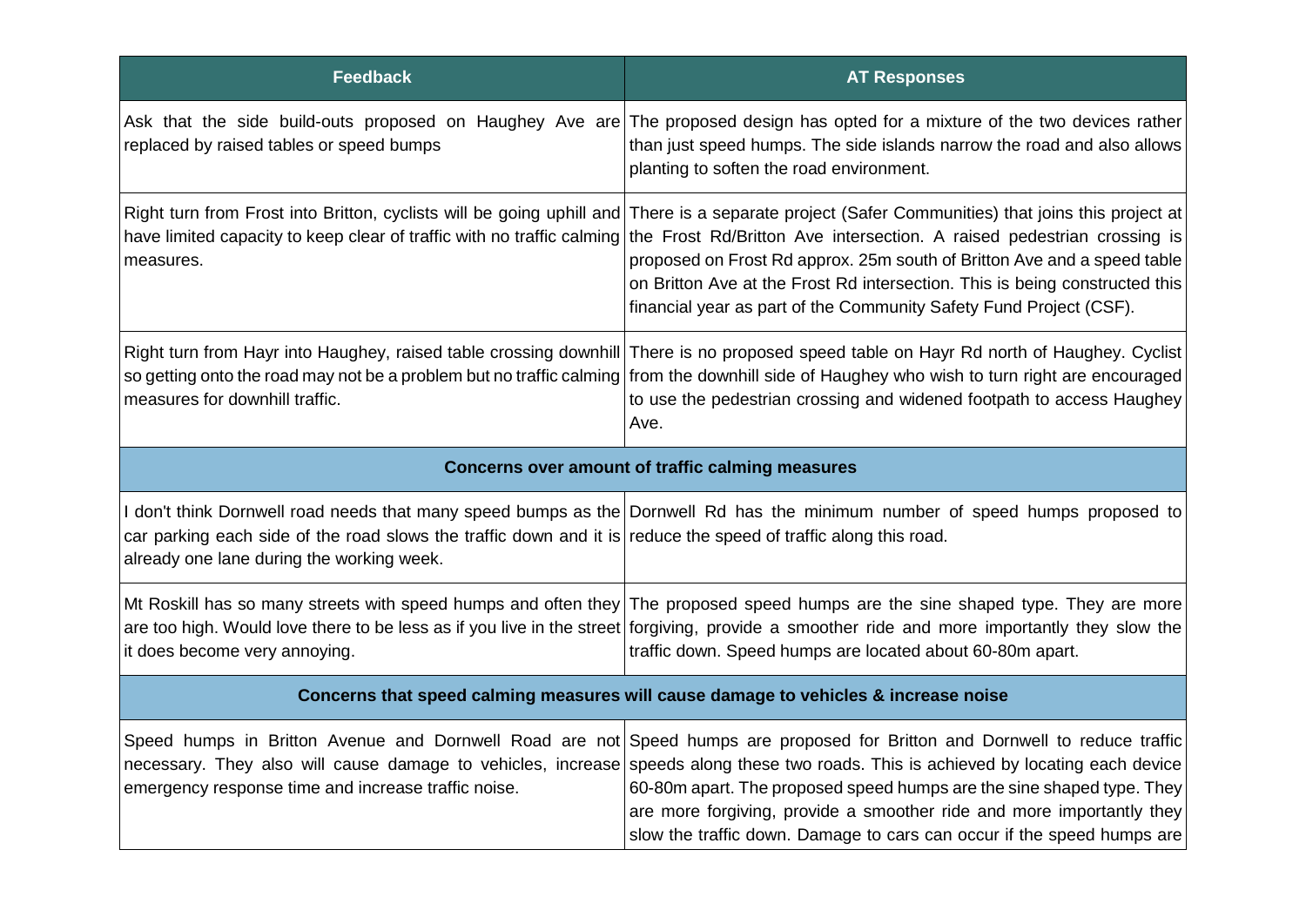| Feedback | AT Responses |
|---|---|
| Ask that the side build-outs proposed on Haughey Ave are replaced by raised tables or speed bumps | The proposed design has opted for a mixture of the two devices rather than just speed humps. The side islands narrow the road and also allows planting to soften the road environment. |
| Right turn from Frost into Britton, cyclists will be going uphill and have limited capacity to keep clear of traffic with no traffic calming measures. | There is a separate project (Safer Communities) that joins this project at the Frost Rd/Britton Ave intersection. A raised pedestrian crossing is proposed on Frost Rd approx. 25m south of Britton Ave and a speed table on Britton Ave at the Frost Rd intersection. This is being constructed this financial year as part of the Community Safety Fund Project (CSF). |
| Right turn from Hayr into Haughey, raised table crossing downhill so getting onto the road may not be a problem but no traffic calming measures for downhill traffic. | There is no proposed speed table on Hayr Rd north of Haughey. Cyclist from the downhill side of Haughey who wish to turn right are encouraged to use the pedestrian crossing and widened footpath to access Haughey Ave. |
| **Concerns over amount of traffic calming measures** | |
| I don't think Dornwell road needs that many speed bumps as the car parking each side of the road slows the traffic down and it is already one lane during the working week. | Dornwell Rd has the minimum number of speed humps proposed to reduce the speed of traffic along this road. |
| Mt Roskill has so many streets with speed humps and often they are too high. Would love there to be less as if you live in the street it does become very annoying. | The proposed speed humps are the sine shaped type. They are more forgiving, provide a smoother ride and more importantly they slow the traffic down. Speed humps are located about 60-80m apart. |
| **Concerns that speed calming measures will cause damage to vehicles & increase noise** | |
| Speed humps in Britton Avenue and Dornwell Road are not necessary. They also will cause damage to vehicles, increase emergency response time and increase traffic noise. | Speed humps are proposed for Britton and Dornwell to reduce traffic speeds along these two roads. This is achieved by locating each device 60-80m apart. The proposed speed humps are the sine shaped type. They are more forgiving, provide a smoother ride and more importantly they slow the traffic down. Damage to cars can occur if the speed humps are |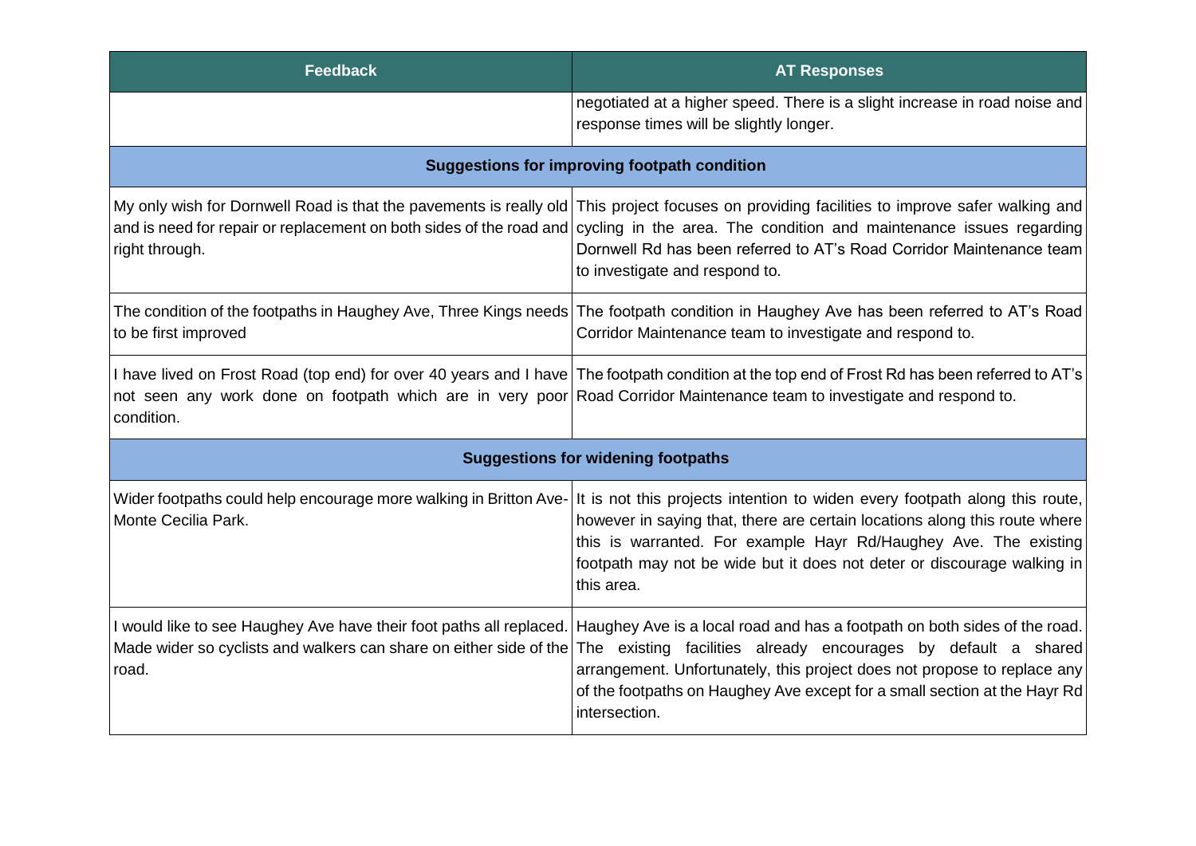| Feedback | AT Responses |
| --- | --- |
| | negotiated at a higher speed. There is a slight increase in road noise and response times will be slightly longer. |
| **Suggestions for improving footpath condition** | |
| My only wish for Dornwell Road is that the pavements is really old and is need for repair or replacement on both sides of the road and right through. | This project focuses on providing facilities to improve safer walking and cycling in the area. The condition and maintenance issues regarding Dornwell Rd has been referred to AT's Road Corridor Maintenance team to investigate and respond to. |
| The condition of the footpaths in Haughey Ave, Three Kings needs to be first improved | The footpath condition in Haughey Ave has been referred to AT's Road Corridor Maintenance team to investigate and respond to. |
| I have lived on Frost Road (top end) for over 40 years and I have not seen any work done on footpath which are in very poor condition. | The footpath condition at the top end of Frost Rd has been referred to AT's Road Corridor Maintenance team to investigate and respond to. |
| **Suggestions for widening footpaths** | |
| Wider footpaths could help encourage more walking in Britton Ave-Monte Cecilia Park. | It is not this projects intention to widen every footpath along this route, however in saying that, there are certain locations along this route where this is warranted. For example Hayr Rd/Haughey Ave. The existing footpath may not be wide but it does not deter or discourage walking in this area. |
| I would like to see Haughey Ave have their foot paths all replaced. Made wider so cyclists and walkers can share on either side of the road. | Haughey Ave is a local road and has a footpath on both sides of the road. The existing facilities already encourages by default a shared arrangement. Unfortunately, this project does not propose to replace any of the footpaths on Haughey Ave except for a small section at the Hayr Rd intersection. |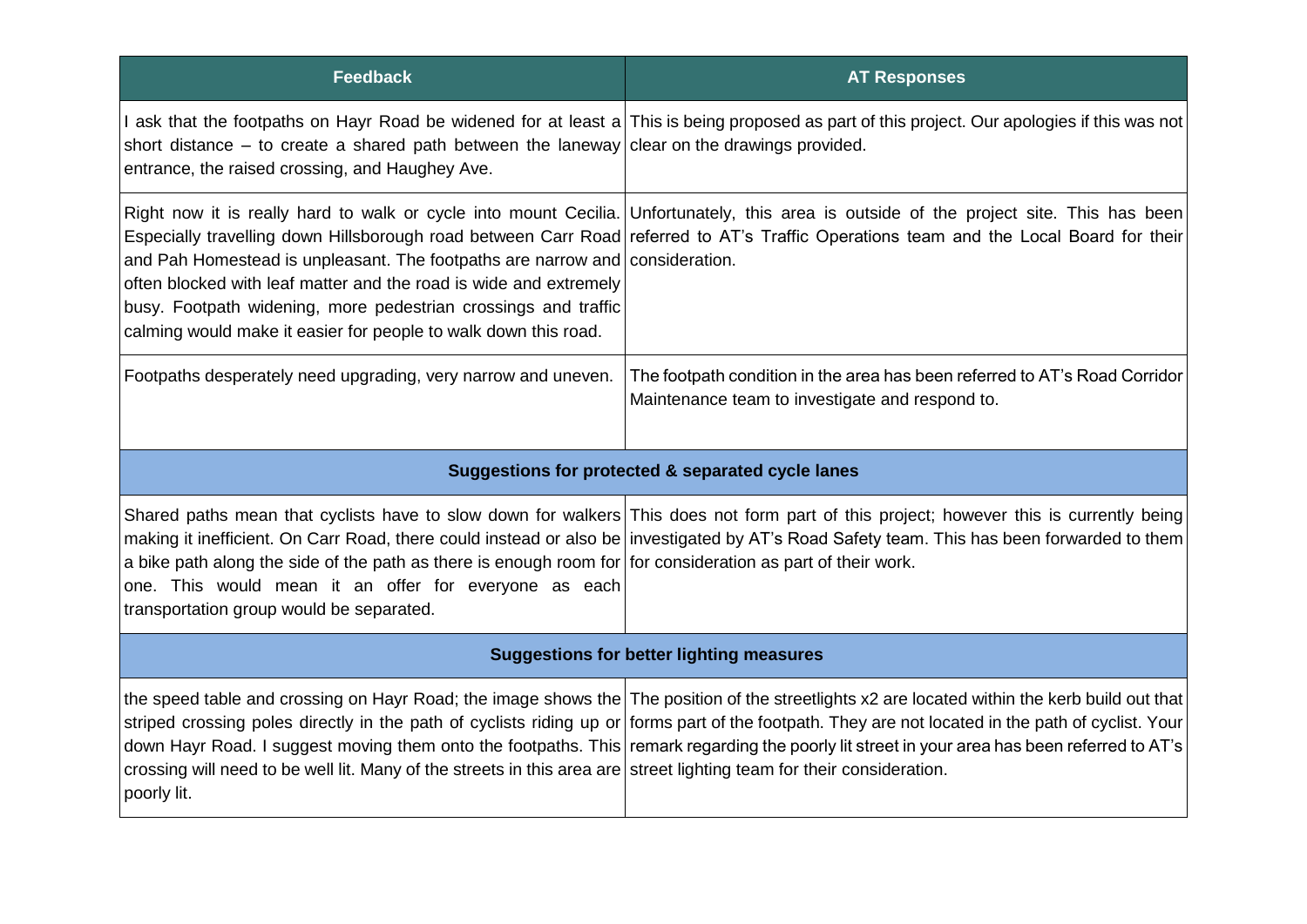| Feedback | AT Responses |
| --- | --- |
| I ask that the footpaths on Hayr Road be widened for at least a short distance – to create a shared path between the laneway entrance, the raised crossing, and Haughey Ave. | This is being proposed as part of this project. Our apologies if this was not clear on the drawings provided. |
| Right now it is really hard to walk or cycle into mount Cecilia. Especially travelling down Hillsborough road between Carr Road and Pah Homestead is unpleasant. The footpaths are narrow and often blocked with leaf matter and the road is wide and extremely busy. Footpath widening, more pedestrian crossings and traffic calming would make it easier for people to walk down this road. | Unfortunately, this area is outside of the project site. This has been referred to AT's Traffic Operations team and the Local Board for their consideration. |
| Footpaths desperately need upgrading, very narrow and uneven. | The footpath condition in the area has been referred to AT's Road Corridor Maintenance team to investigate and respond to. |
| **Suggestions for protected & separated cycle lanes** | |
| Shared paths mean that cyclists have to slow down for walkers making it inefficient. On Carr Road, there could instead or also be a bike path along the side of the path as there is enough room for one. This would mean it an offer for everyone as each transportation group would be separated. | This does not form part of this project; however this is currently being investigated by AT's Road Safety team. This has been forwarded to them for consideration as part of their work. |
| **Suggestions for better lighting measures** | |
| the speed table and crossing on Hayr Road; the image shows the striped crossing poles directly in the path of cyclists riding up or down Hayr Road. I suggest moving them onto the footpaths. This crossing will need to be well lit. Many of the streets in this area are poorly lit. | The position of the streetlights x2 are located within the kerb build out that forms part of the footpath. They are not located in the path of cyclist. Your remark regarding the poorly lit street in your area has been referred to AT's street lighting team for their consideration. |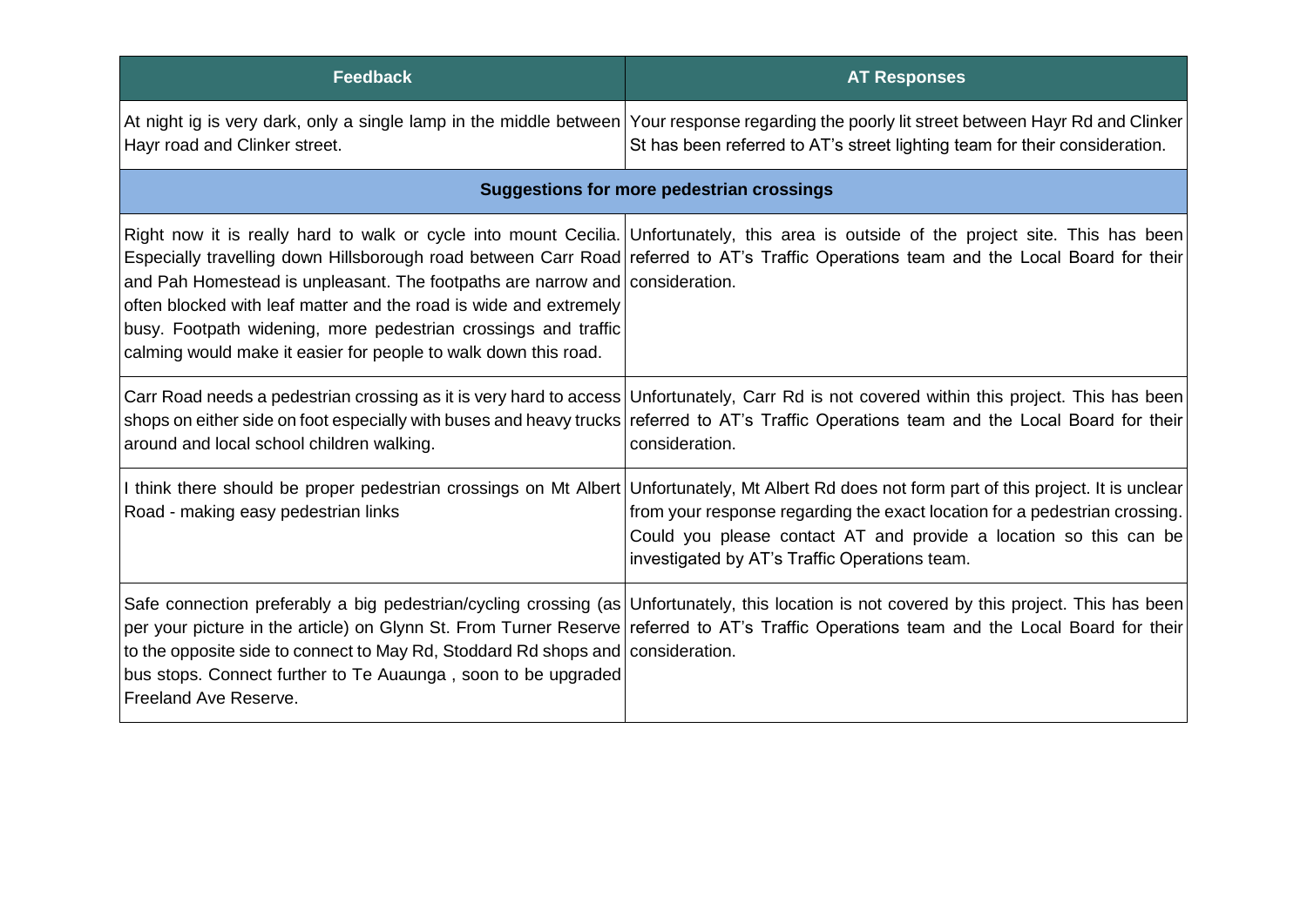| Feedback | AT Responses |
|---|---|
| At night ig is very dark, only a single lamp in the middle between Hayr road and Clinker street. | Your response regarding the poorly lit street between Hayr Rd and Clinker St has been referred to AT's street lighting team for their consideration. |
| **Suggestions for more pedestrian crossings** | |
| Right now it is really hard to walk or cycle into mount Cecilia. Especially travelling down Hillsborough road between Carr Road and Pah Homestead is unpleasant. The footpaths are narrow and often blocked with leaf matter and the road is wide and extremely busy. Footpath widening, more pedestrian crossings and traffic calming would make it easier for people to walk down this road. | Unfortunately, this area is outside of the project site. This has been referred to AT's Traffic Operations team and the Local Board for their consideration. |
| Carr Road needs a pedestrian crossing as it is very hard to access shops on either side on foot especially with buses and heavy trucks around and local school children walking. | Unfortunately, Carr Rd is not covered within this project. This has been referred to AT's Traffic Operations team and the Local Board for their consideration. |
| I think there should be proper pedestrian crossings on Mt Albert Road - making easy pedestrian links | Unfortunately, Mt Albert Rd does not form part of this project. It is unclear from your response regarding the exact location for a pedestrian crossing. Could you please contact AT and provide a location so this can be investigated by AT's Traffic Operations team. |
| Safe connection preferably a big pedestrian/cycling crossing (as per your picture in the article) on Glynn St. From Turner Reserve to the opposite side to connect to May Rd, Stoddard Rd shops and bus stops. Connect further to Te Auaunga , soon to be upgraded Freeland Ave Reserve. | Unfortunately, this location is not covered by this project. This has been referred to AT's Traffic Operations team and the Local Board for their consideration. |